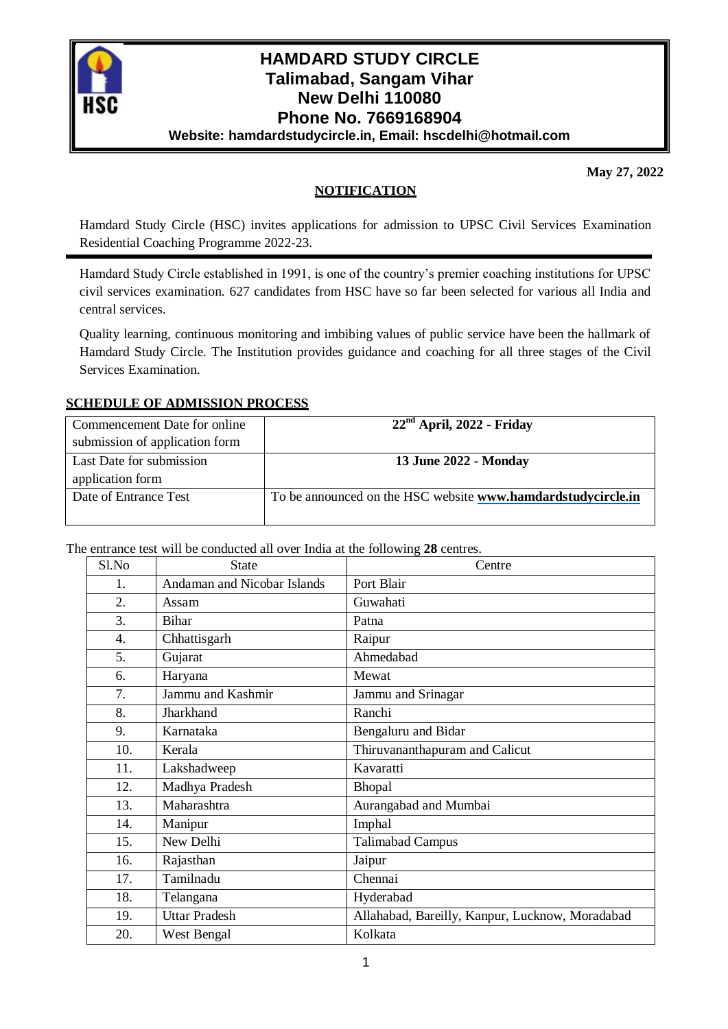# HAMDARD STUDY CIRCLE
## Talimabad, Sangam Vihar
## New Delhi 110080
## Phone No. 7669168904

**Website: hamdardstudycircle.in, Email: hscdelhi@hotmail.com**

**May 27, 2022**

## NOTIFICATION

Hamdard Study Circle (HSC) invites applications for admission to UPSC Civil Services Examination Residential Coaching Programme 2022-23.

---

Hamdard Study Circle established in 1991, is one of the country's premier coaching institutions for UPSC civil services examination. 627 candidates from HSC have so far been selected for various all India and central services.

Quality learning, continuous monitoring and imbibing values of public service have been the hallmark of Hamdard Study Circle. The Institution provides guidance and coaching for all three stages of the Civil Services Examination.

### SCHEDULE OF ADMISSION PROCESS

| | |
|---|---|
| Commencement Date for online submission of application form | **22nd April, 2022 - Friday** |
| Last Date for submission application form | **13 June 2022 - Monday** |
| Date of Entrance Test | To be announced on the HSC website **www.hamdardstudycircle.in** |

The entrance test will be conducted all over India at the following **28** centres.

| Sl.No | State | Centre |
|---|---|---|
| 1. | Andaman and Nicobar Islands | Port Blair |
| 2. | Assam | Guwahati |
| 3. | Bihar | Patna |
| 4. | Chhattisgarh | Raipur |
| 5. | Gujarat | Ahmedabad |
| 6. | Haryana | Mewat |
| 7. | Jammu and Kashmir | Jammu and Srinagar |
| 8. | Jharkhand | Ranchi |
| 9. | Karnataka | Bengaluru and Bidar |
| 10. | Kerala | Thiruvananthapuram and Calicut |
| 11. | Lakshadweep | Kavaratti |
| 12. | Madhya Pradesh | Bhopal |
| 13. | Maharashtra | Aurangabad and Mumbai |
| 14. | Manipur | Imphal |
| 15. | New Delhi | Talimabad Campus |
| 16. | Rajasthan | Jaipur |
| 17. | Tamilnadu | Chennai |
| 18. | Telangana | Hyderabad |
| 19. | Uttar Pradesh | Allahabad, Bareilly, Kanpur, Lucknow, Moradabad |
| 20. | West Bengal | Kolkata |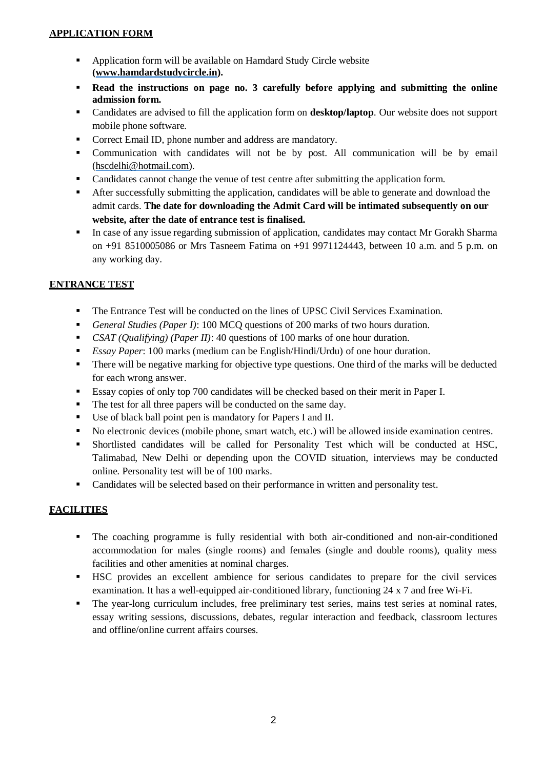## APPLICATION FORM

- Application form will be available on Hamdard Study Circle website **(www.hamdardstudycircle.in).**
- **Read the instructions on page no. 3 carefully before applying and submitting the online admission form.**
- Candidates are advised to fill the application form on **desktop/laptop**. Our website does not support mobile phone software.
- Correct Email ID, phone number and address are mandatory.
- Communication with candidates will not be by post. All communication will be by email (hscdelhi@hotmail.com).
- Candidates cannot change the venue of test centre after submitting the application form.
- After successfully submitting the application, candidates will be able to generate and download the admit cards. **The date for downloading the Admit Card will be intimated subsequently on our website, after the date of entrance test is finalised.**
- In case of any issue regarding submission of application, candidates may contact Mr Gorakh Sharma on +91 8510005086 or Mrs Tasneem Fatima on +91 9971124443, between 10 a.m. and 5 p.m. on any working day.

## ENTRANCE TEST

- The Entrance Test will be conducted on the lines of UPSC Civil Services Examination.
- *General Studies (Paper I)*: 100 MCQ questions of 200 marks of two hours duration.
- *CSAT (Qualifying) (Paper II)*: 40 questions of 100 marks of one hour duration.
- *Essay Paper*: 100 marks (medium can be English/Hindi/Urdu) of one hour duration.
- There will be negative marking for objective type questions. One third of the marks will be deducted for each wrong answer.
- Essay copies of only top 700 candidates will be checked based on their merit in Paper I.
- The test for all three papers will be conducted on the same day.
- Use of black ball point pen is mandatory for Papers I and II.
- No electronic devices (mobile phone, smart watch, etc.) will be allowed inside examination centres.
- Shortlisted candidates will be called for Personality Test which will be conducted at HSC, Talimabad, New Delhi or depending upon the COVID situation, interviews may be conducted online. Personality test will be of 100 marks.
- Candidates will be selected based on their performance in written and personality test.

## FACILITIES

- The coaching programme is fully residential with both air-conditioned and non-air-conditioned accommodation for males (single rooms) and females (single and double rooms), quality mess facilities and other amenities at nominal charges.
- HSC provides an excellent ambience for serious candidates to prepare for the civil services examination. It has a well-equipped air-conditioned library, functioning 24 x 7 and free Wi-Fi.
- The year-long curriculum includes, free preliminary test series, mains test series at nominal rates, essay writing sessions, discussions, debates, regular interaction and feedback, classroom lectures and offline/online current affairs courses.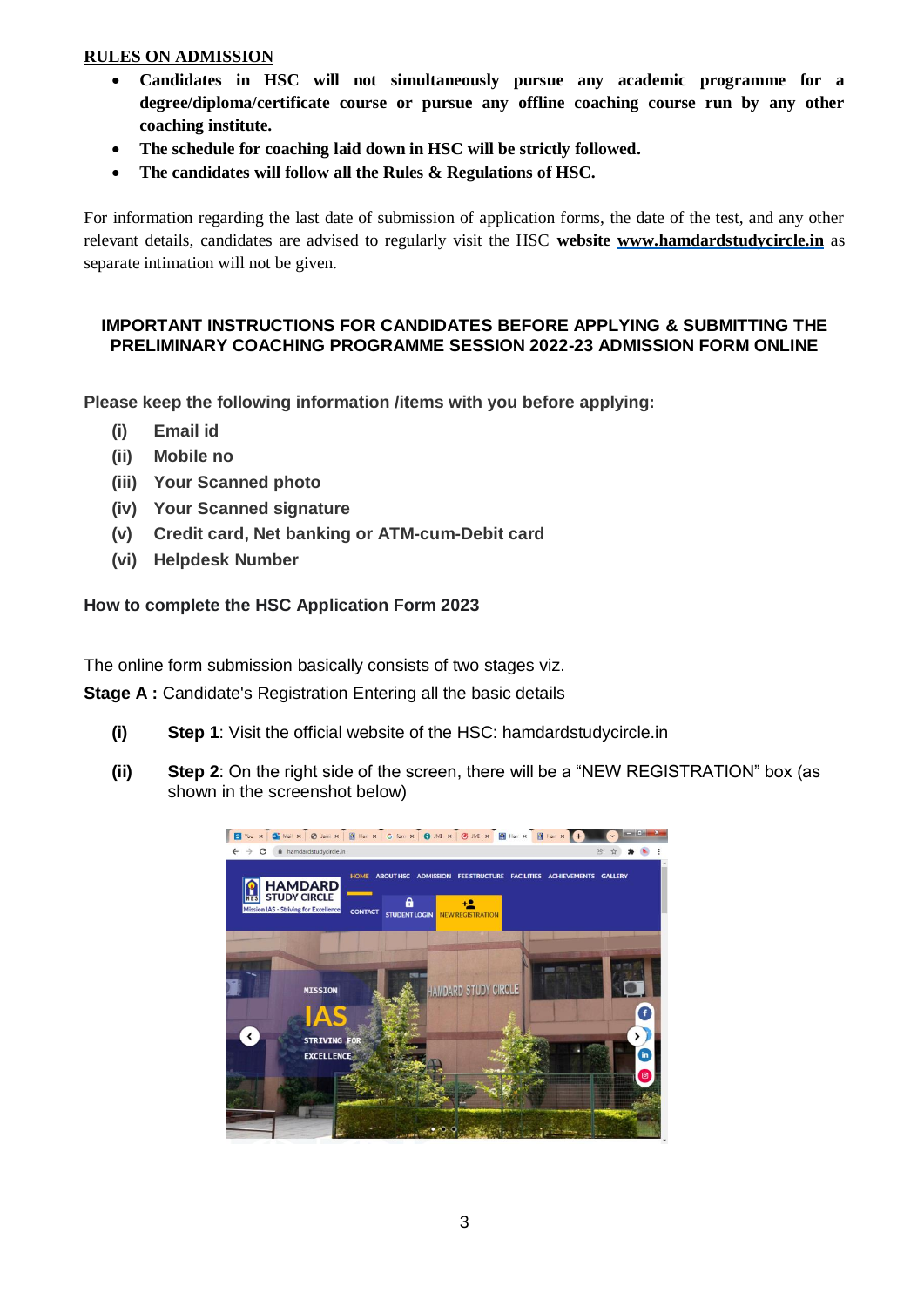**RULES ON ADMISSION**

- **Candidates in HSC will not simultaneously pursue any academic programme for a degree/diploma/certificate course or pursue any offline coaching course run by any other coaching institute.**
- **The schedule for coaching laid down in HSC will be strictly followed.**
- **The candidates will follow all the Rules & Regulations of HSC.**

For information regarding the last date of submission of application forms, the date of the test, and any other relevant details, candidates are advised to regularly visit the HSC **website** **www.hamdardstudycircle.in** as separate intimation will not be given.

## IMPORTANT INSTRUCTIONS FOR CANDIDATES BEFORE APPLYING & SUBMITTING THE PRELIMINARY COACHING PROGRAMME SESSION 2022-23 ADMISSION FORM ONLINE

**Please keep the following information /items with you before applying:**

**(i)** **Email id**
**(ii)** **Mobile no**
**(iii)** **Your Scanned photo**
**(iv)** **Your Scanned signature**
**(v)** **Credit card, Net banking or ATM-cum-Debit card**
**(vi)** **Helpdesk Number**

**How to complete the HSC Application Form 2023**

The online form submission basically consists of two stages viz.

**Stage A :** Candidate's Registration Entering all the basic details

**(i)** **Step 1**: Visit the official website of the HSC: hamdardstudycircle.in

**(ii)** **Step 2**: On the right side of the screen, there will be a "NEW REGISTRATION" box (as shown in the screenshot below)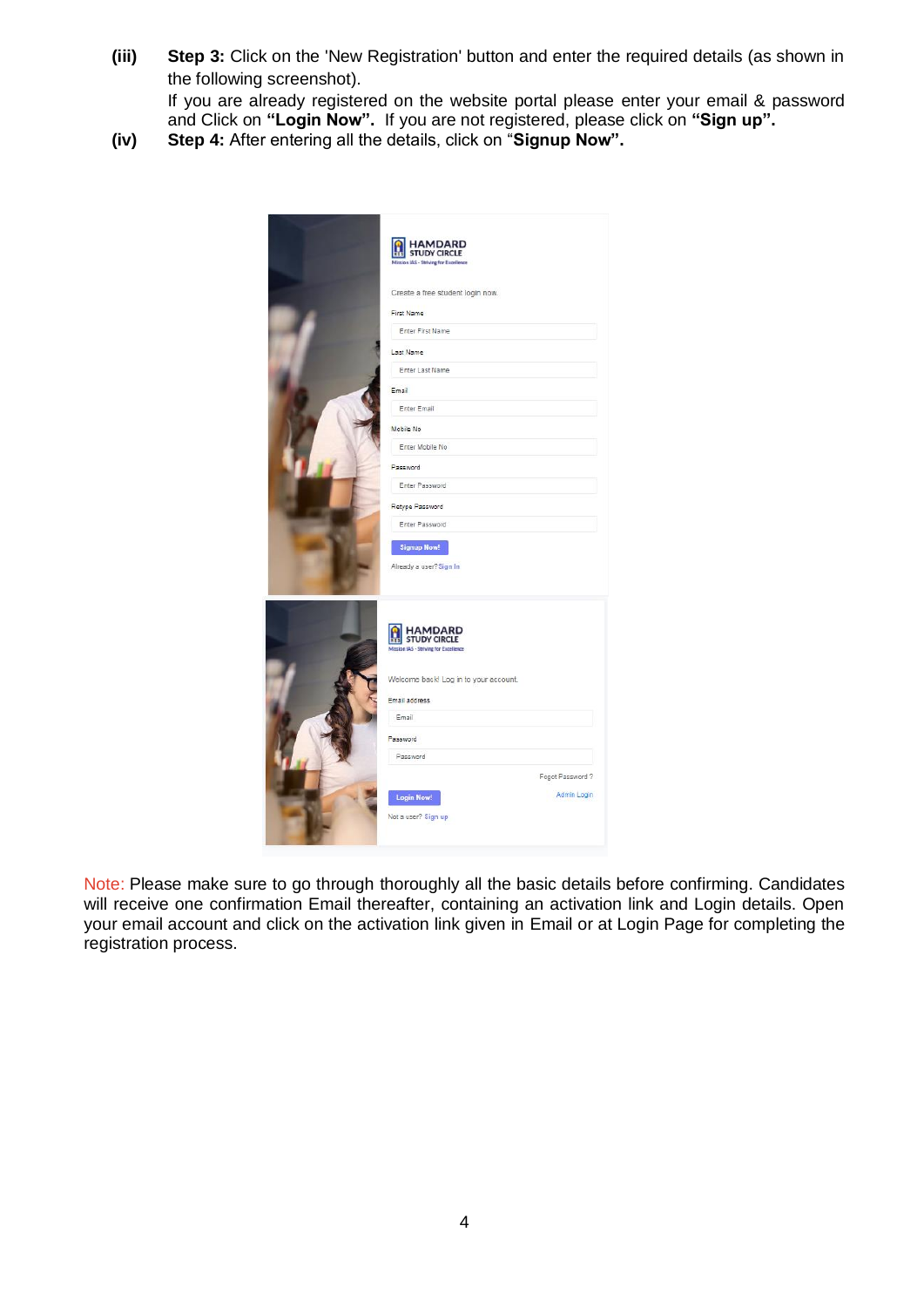**(iii)** **Step 3:** Click on the 'New Registration' button and enter the required details (as shown in the following screenshot).
If you are already registered on the website portal please enter your email & password and Click on **"Login Now".** If you are not registered, please click on **"Sign up".**

**(iv)** **Step 4:** After entering all the details, click on "**Signup Now".**

Note: Please make sure to go through thoroughly all the basic details before confirming. Candidates will receive one confirmation Email thereafter, containing an activation link and Login details. Open your email account and click on the activation link given in Email or at Login Page for completing the registration process.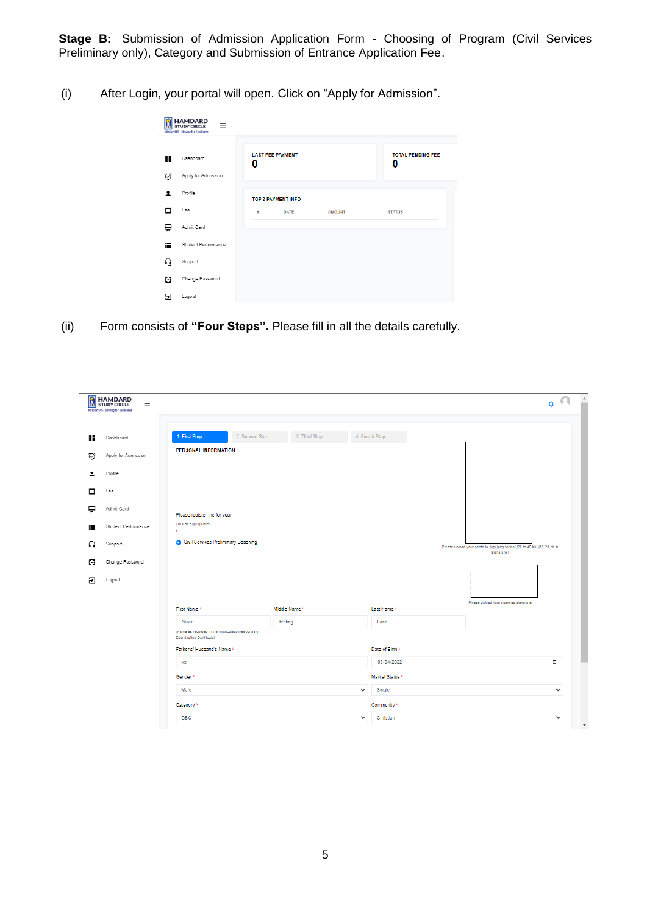**Stage B:** Submission of Admission Application Form - Choosing of Program (Civil Services Preliminary only), Category and Submission of Entrance Application Fee.

(i) After Login, your portal will open. Click on “Apply for Admission”.

HAMDARD STUDY CIRCLE

Dashboard

Apply for Admission

Profile

Fee

Admit Card

Student Performance

Support

Change Password

Logout

LAST FEE PAYMENT

0

TOTAL PENDING FEE

0

TOP 3 PAYMENT INFO

| # | DATE | AMOUNT | STATUS |
| --- | --- | --- | --- |

(ii) Form consists of **“Four Steps”.** Please fill in all the details carefully.

HAMDARD STUDY CIRCLE

Dashboard

Apply for Admission

Profile

Fee

Admit Card

Student Performance

Support

Change Password

Logout

1. First Step

2. Second Step

3. Third Step

4. Fourth Step

PERSONAL INFORMATION

Please register me for your

(Tick as appropriate)

Civil Services Preliminary Coaching

Please upload your photo in .jpg/jpeg format (20 to 40 kb) (10-20 kb in signature)

Please upload your scanned signature

First Name * Nisar

Middle Name * testing

Last Name * Lone

(Name as recorded in the Matriculation/Secondary Examination Certificate)

Father's/ Husband's Name * xx

Date of Birth * 03/04/2002

Gender * Male

Marital Status * Single

Category * OBC

Community * Christian